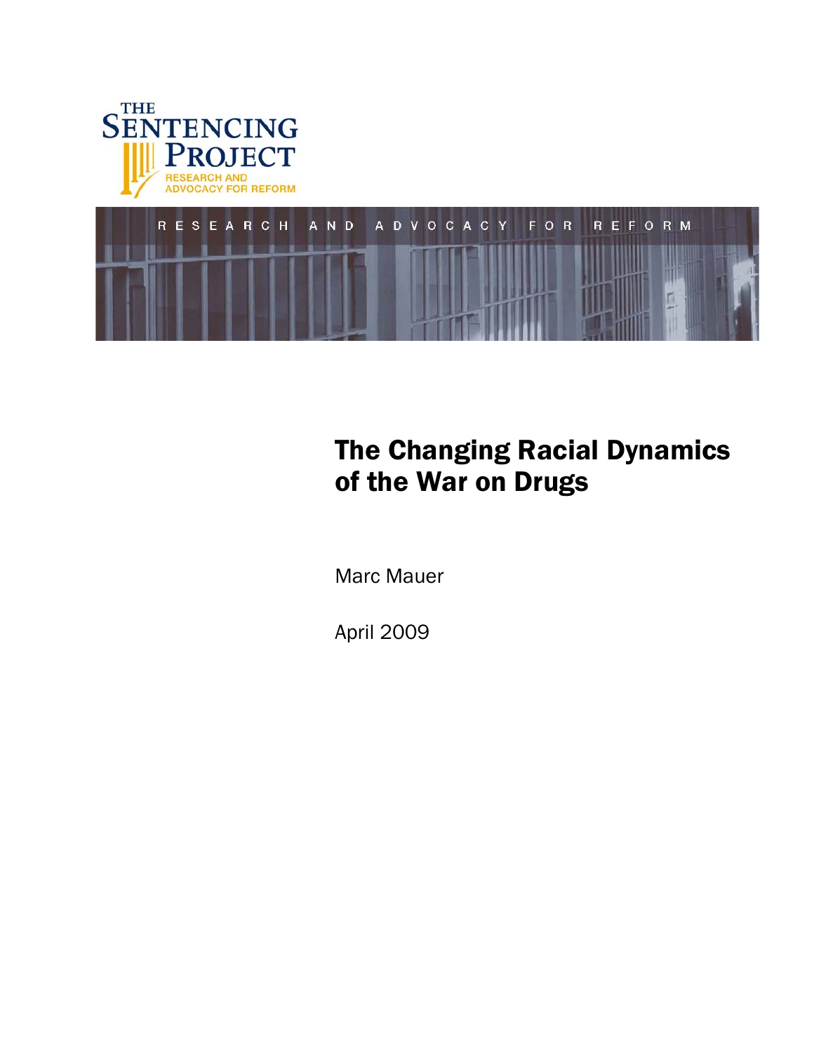THE SENTENCING PROJECT

RESEARCH AND ADVOCACY FOR REFORM

RESEARCH AND ADVOCACY FOR REFORM

# The Changing Racial Dynamics of the War on Drugs

Marc Mauer

April 2009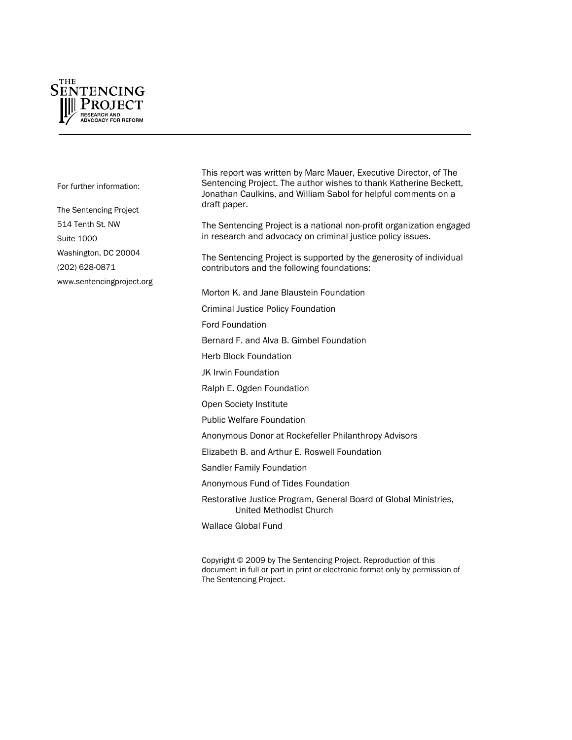THE SENTENCING PROJECT
RESEARCH AND ADVOCACY FOR REFORM

---

For further information:

The Sentencing Project
514 Tenth St. NW
Suite 1000
Washington, DC 20004
(202) 628-0871
www.sentencingproject.org

This report was written by Marc Mauer, Executive Director, of The Sentencing Project. The author wishes to thank Katherine Beckett, Jonathan Caulkins, and William Sabol for helpful comments on a draft paper.

The Sentencing Project is a national non-profit organization engaged in research and advocacy on criminal justice policy issues.

The Sentencing Project is supported by the generosity of individual contributors and the following foundations:

Morton K. and Jane Blaustein Foundation

Criminal Justice Policy Foundation

Ford Foundation

Bernard F. and Alva B. Gimbel Foundation

Herb Block Foundation

JK Irwin Foundation

Ralph E. Ogden Foundation

Open Society Institute

Public Welfare Foundation

Anonymous Donor at Rockefeller Philanthropy Advisors

Elizabeth B. and Arthur E. Roswell Foundation

Sandler Family Foundation

Anonymous Fund of Tides Foundation

Restorative Justice Program, General Board of Global Ministries, United Methodist Church

Wallace Global Fund

Copyright © 2009 by The Sentencing Project. Reproduction of this document in full or in part in print or electronic format only by permission of The Sentencing Project.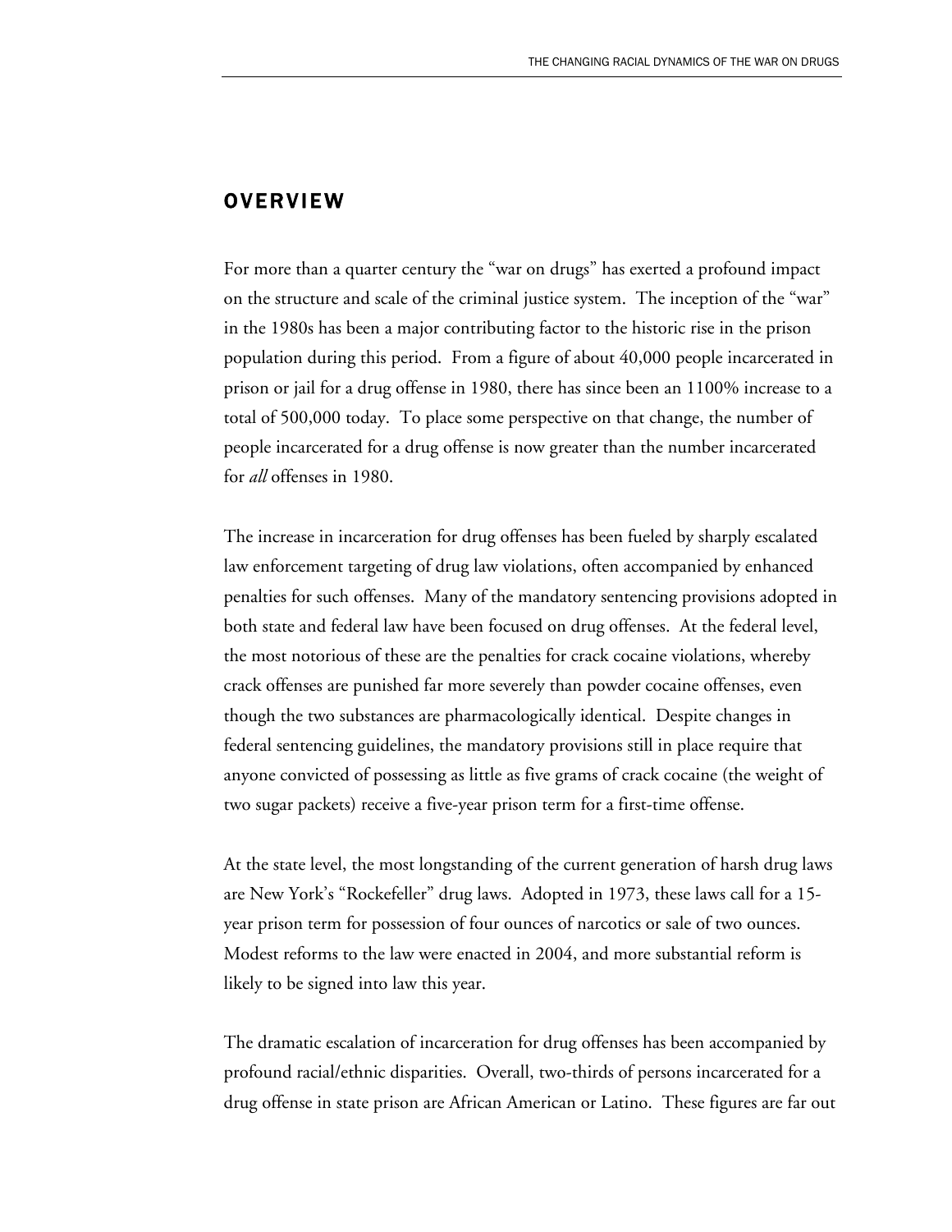## OVERVIEW

For more than a quarter century the "war on drugs" has exerted a profound impact on the structure and scale of the criminal justice system. The inception of the "war" in the 1980s has been a major contributing factor to the historic rise in the prison population during this period. From a figure of about 40,000 people incarcerated in prison or jail for a drug offense in 1980, there has since been an 1100% increase to a total of 500,000 today. To place some perspective on that change, the number of people incarcerated for a drug offense is now greater than the number incarcerated for *all* offenses in 1980.

The increase in incarceration for drug offenses has been fueled by sharply escalated law enforcement targeting of drug law violations, often accompanied by enhanced penalties for such offenses. Many of the mandatory sentencing provisions adopted in both state and federal law have been focused on drug offenses. At the federal level, the most notorious of these are the penalties for crack cocaine violations, whereby crack offenses are punished far more severely than powder cocaine offenses, even though the two substances are pharmacologically identical. Despite changes in federal sentencing guidelines, the mandatory provisions still in place require that anyone convicted of possessing as little as five grams of crack cocaine (the weight of two sugar packets) receive a five-year prison term for a first-time offense.

At the state level, the most longstanding of the current generation of harsh drug laws are New York's "Rockefeller" drug laws. Adopted in 1973, these laws call for a 15-year prison term for possession of four ounces of narcotics or sale of two ounces. Modest reforms to the law were enacted in 2004, and more substantial reform is likely to be signed into law this year.

The dramatic escalation of incarceration for drug offenses has been accompanied by profound racial/ethnic disparities. Overall, two-thirds of persons incarcerated for a drug offense in state prison are African American or Latino. These figures are far out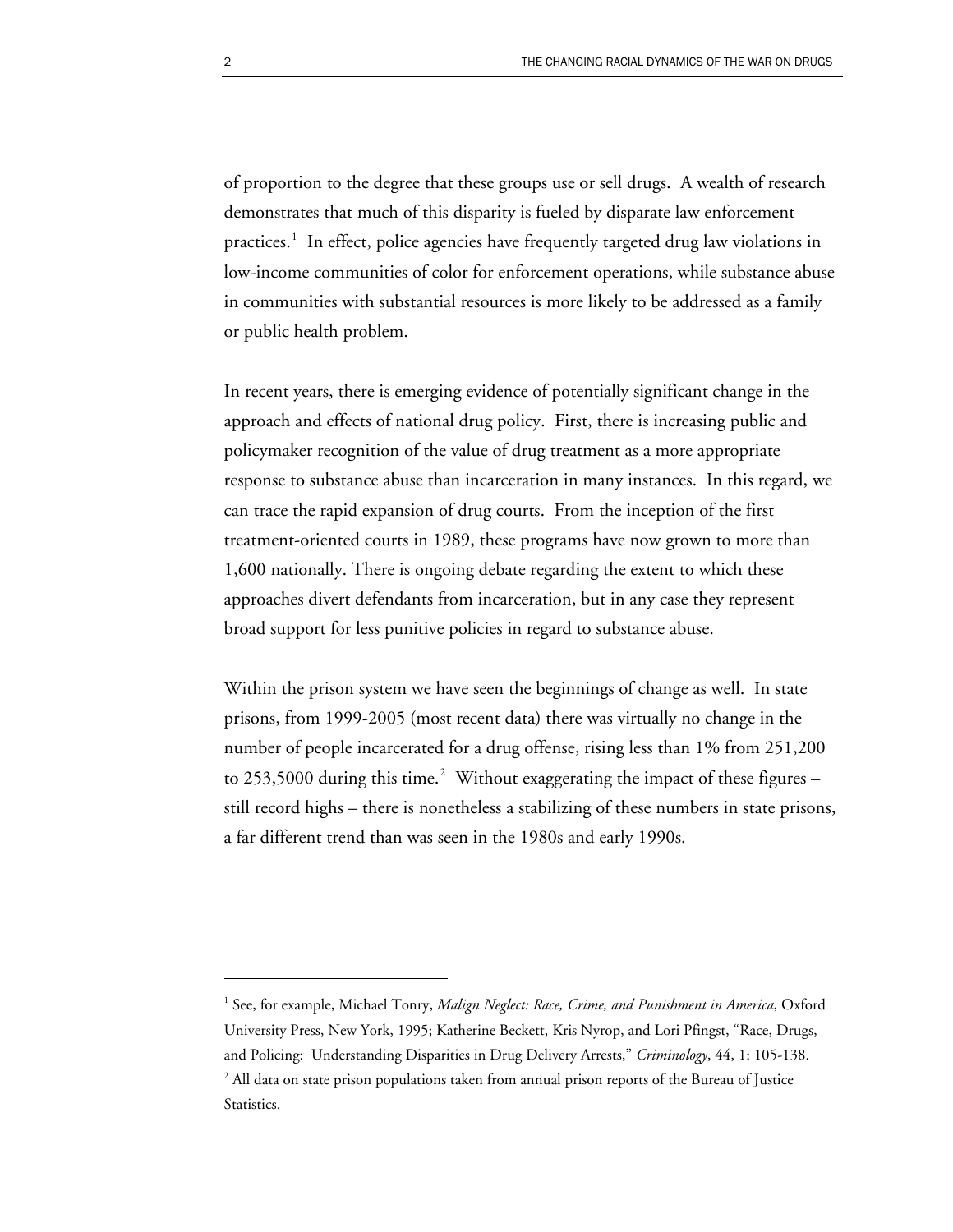of proportion to the degree that these groups use or sell drugs. A wealth of research demonstrates that much of this disparity is fueled by disparate law enforcement practices.[1] In effect, police agencies have frequently targeted drug law violations in low-income communities of color for enforcement operations, while substance abuse in communities with substantial resources is more likely to be addressed as a family or public health problem.

In recent years, there is emerging evidence of potentially significant change in the approach and effects of national drug policy. First, there is increasing public and policymaker recognition of the value of drug treatment as a more appropriate response to substance abuse than incarceration in many instances. In this regard, we can trace the rapid expansion of drug courts. From the inception of the first treatment-oriented courts in 1989, these programs have now grown to more than 1,600 nationally. There is ongoing debate regarding the extent to which these approaches divert defendants from incarceration, but in any case they represent broad support for less punitive policies in regard to substance abuse.

Within the prison system we have seen the beginnings of change as well. In state prisons, from 1999-2005 (most recent data) there was virtually no change in the number of people incarcerated for a drug offense, rising less than 1% from 251,200 to 253,5000 during this time.[2] Without exaggerating the impact of these figures – still record highs – there is nonetheless a stabilizing of these numbers in state prisons, a far different trend than was seen in the 1980s and early 1990s.

---

[1] See, for example, Michael Tonry, *Malign Neglect: Race, Crime, and Punishment in America*, Oxford University Press, New York, 1995; Katherine Beckett, Kris Nyrop, and Lori Pfingst, "Race, Drugs, and Policing: Understanding Disparities in Drug Delivery Arrests," *Criminology*, 44, 1: 105-138.

[2] All data on state prison populations taken from annual prison reports of the Bureau of Justice Statistics.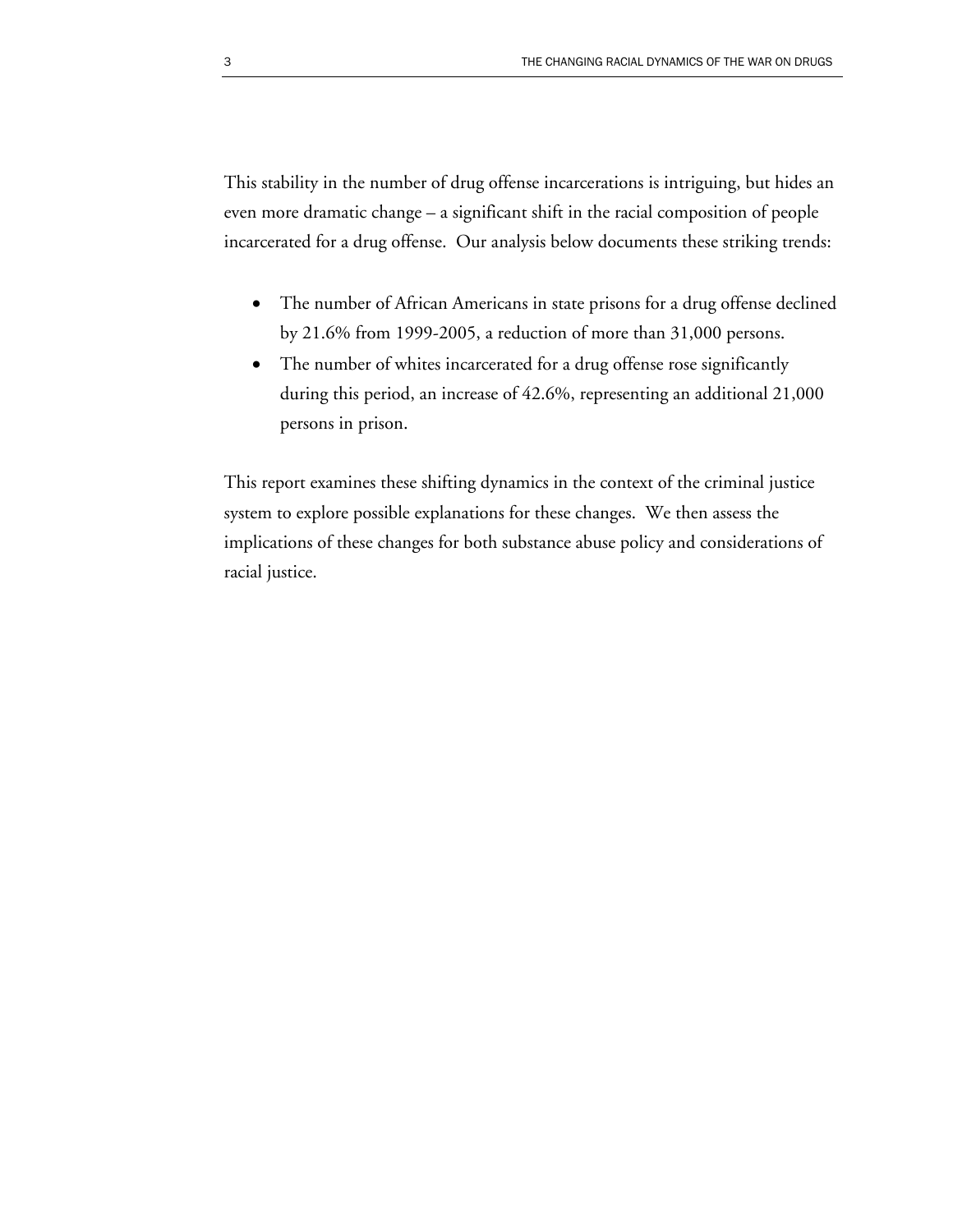This stability in the number of drug offense incarcerations is intriguing, but hides an even more dramatic change – a significant shift in the racial composition of people incarcerated for a drug offense. Our analysis below documents these striking trends:

- The number of African Americans in state prisons for a drug offense declined by 21.6% from 1999-2005, a reduction of more than 31,000 persons.
- The number of whites incarcerated for a drug offense rose significantly during this period, an increase of 42.6%, representing an additional 21,000 persons in prison.

This report examines these shifting dynamics in the context of the criminal justice system to explore possible explanations for these changes. We then assess the implications of these changes for both substance abuse policy and considerations of racial justice.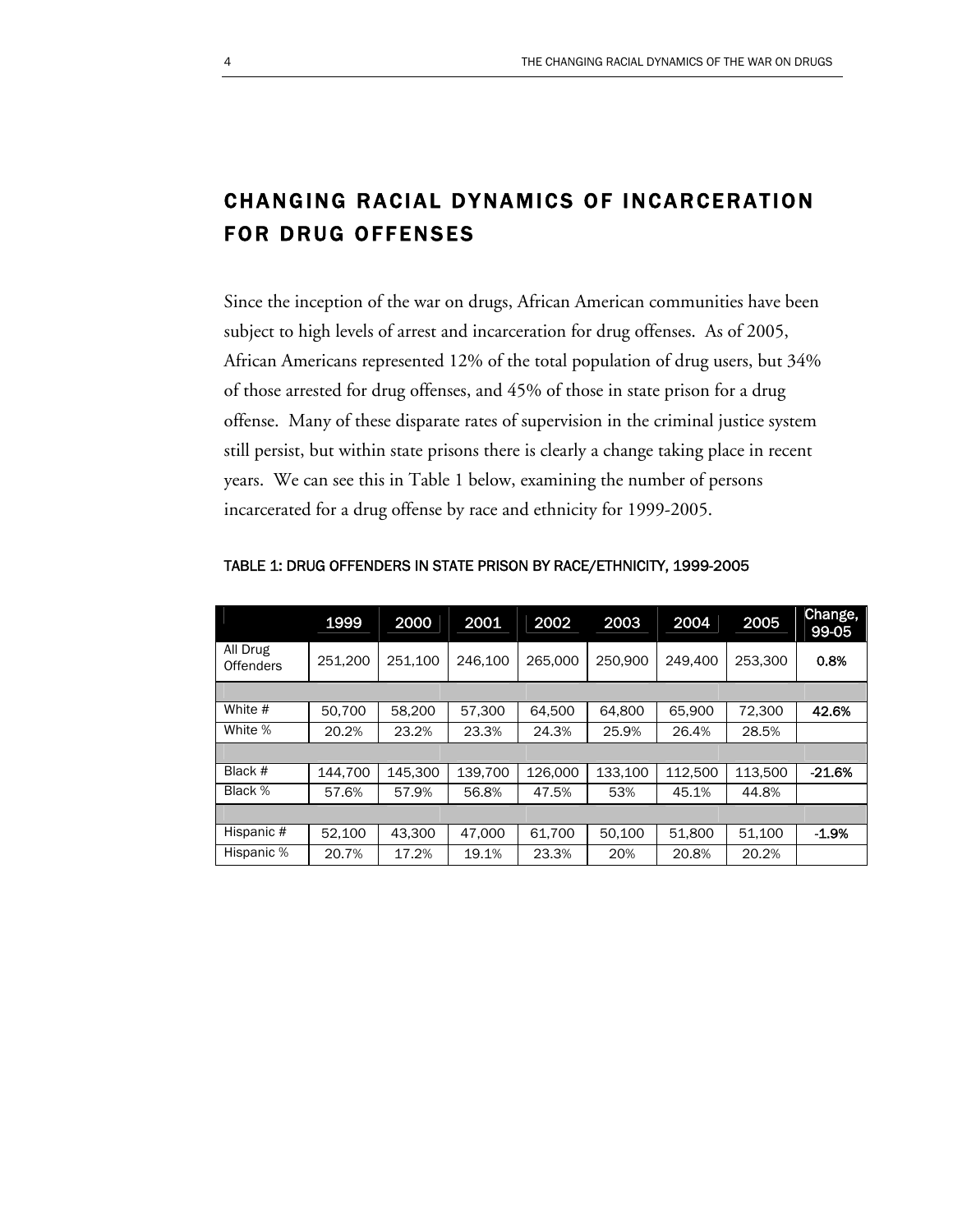## CHANGING RACIAL DYNAMICS OF INCARCERATION FOR DRUG OFFENSES

Since the inception of the war on drugs, African American communities have been subject to high levels of arrest and incarceration for drug offenses. As of 2005, African Americans represented 12% of the total population of drug users, but 34% of those arrested for drug offenses, and 45% of those in state prison for a drug offense. Many of these disparate rates of supervision in the criminal justice system still persist, but within state prisons there is clearly a change taking place in recent years. We can see this in Table 1 below, examining the number of persons incarcerated for a drug offense by race and ethnicity for 1999-2005.

TABLE 1: DRUG OFFENDERS IN STATE PRISON BY RACE/ETHNICITY, 1999-2005

| | 1999 | 2000 | 2001 | 2002 | 2003 | 2004 | 2005 | Change, 99-05 |
|---|---|---|---|---|---|---|---|---|
| All Drug Offenders | 251,200 | 251,100 | 246,100 | 265,000 | 250,900 | 249,400 | 253,300 | **0.8%** |
| | | | | | | | | |
| White # | 50,700 | 58,200 | 57,300 | 64,500 | 64,800 | 65,900 | 72,300 | **42.6%** |
| White % | 20.2% | 23.2% | 23.3% | 24.3% | 25.9% | 26.4% | 28.5% | |
| | | | | | | | | |
| Black # | 144,700 | 145,300 | 139,700 | 126,000 | 133,100 | 112,500 | 113,500 | **-21.6%** |
| Black % | 57.6% | 57.9% | 56.8% | 47.5% | 53% | 45.1% | 44.8% | |
| | | | | | | | | |
| Hispanic # | 52,100 | 43,300 | 47,000 | 61,700 | 50,100 | 51,800 | 51,100 | **-1.9%** |
| Hispanic % | 20.7% | 17.2% | 19.1% | 23.3% | 20% | 20.8% | 20.2% | |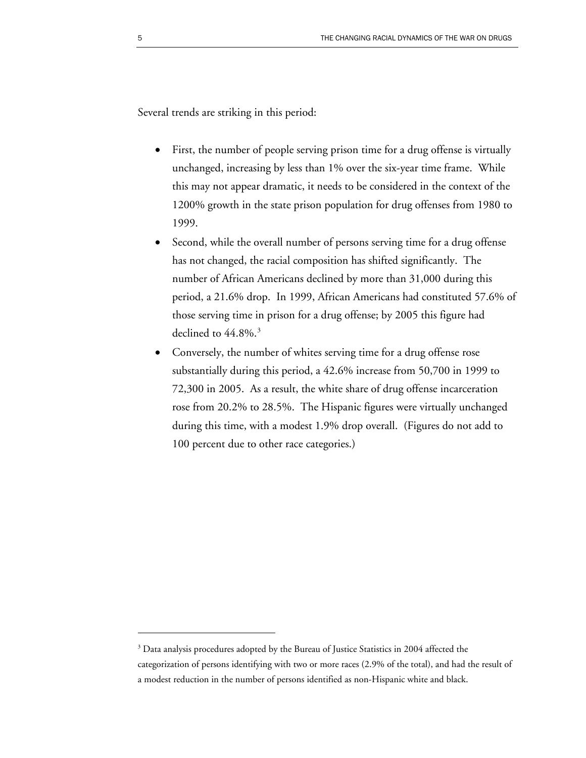Several trends are striking in this period:

- First, the number of people serving prison time for a drug offense is virtually unchanged, increasing by less than 1% over the six-year time frame. While this may not appear dramatic, it needs to be considered in the context of the 1200% growth in the state prison population for drug offenses from 1980 to 1999.
- Second, while the overall number of persons serving time for a drug offense has not changed, the racial composition has shifted significantly. The number of African Americans declined by more than 31,000 during this period, a 21.6% drop. In 1999, African Americans had constituted 57.6% of those serving time in prison for a drug offense; by 2005 this figure had declined to 44.8%.[3]
- Conversely, the number of whites serving time for a drug offense rose substantially during this period, a 42.6% increase from 50,700 in 1999 to 72,300 in 2005. As a result, the white share of drug offense incarceration rose from 20.2% to 28.5%. The Hispanic figures were virtually unchanged during this time, with a modest 1.9% drop overall. (Figures do not add to 100 percent due to other race categories.)

---

[3] Data analysis procedures adopted by the Bureau of Justice Statistics in 2004 affected the categorization of persons identifying with two or more races (2.9% of the total), and had the result of a modest reduction in the number of persons identified as non-Hispanic white and black.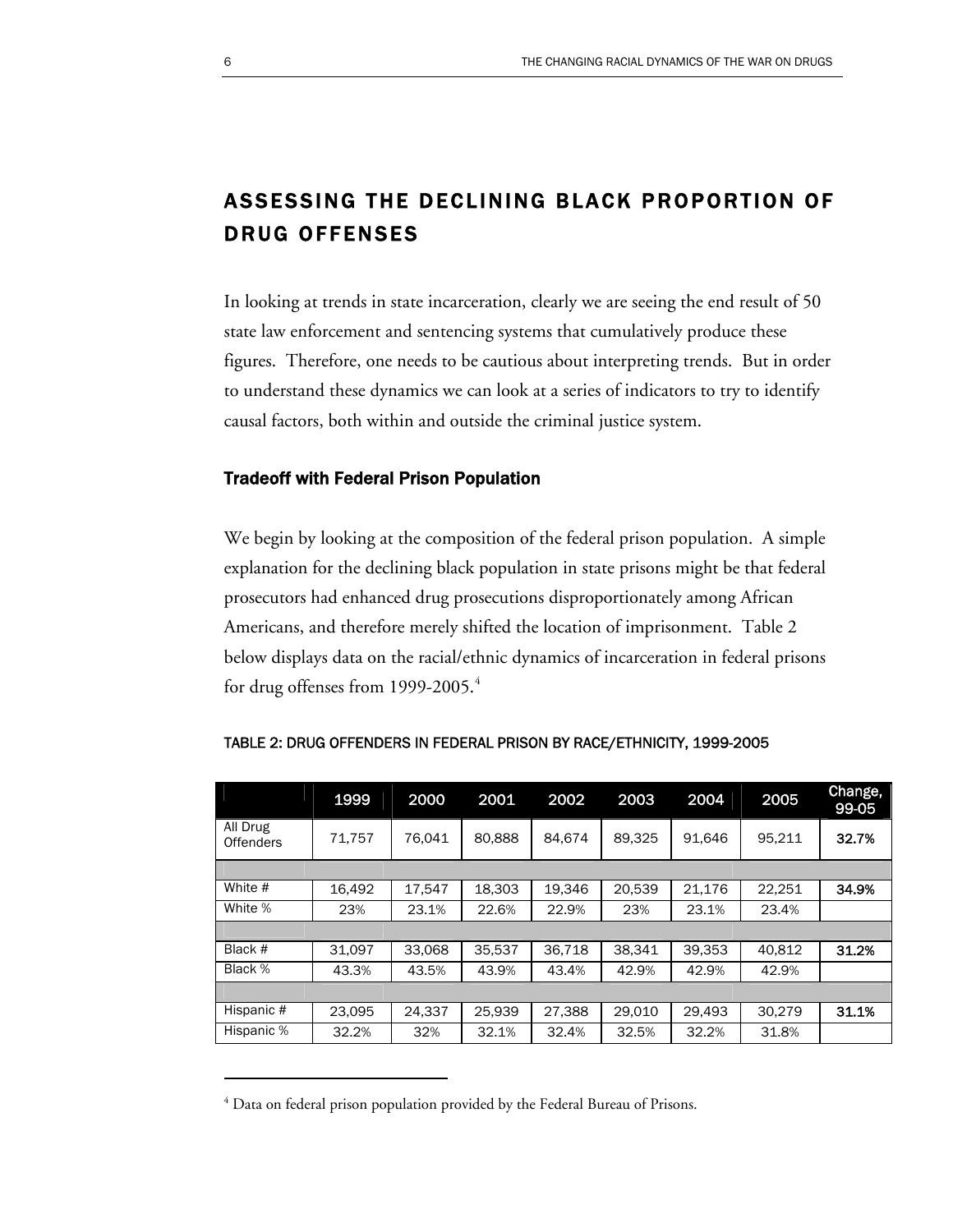## ASSESSING THE DECLINING BLACK PROPORTION OF DRUG OFFENSES

In looking at trends in state incarceration, clearly we are seeing the end result of 50 state law enforcement and sentencing systems that cumulatively produce these figures. Therefore, one needs to be cautious about interpreting trends. But in order to understand these dynamics we can look at a series of indicators to try to identify causal factors, both within and outside the criminal justice system.

### Tradeoff with Federal Prison Population

We begin by looking at the composition of the federal prison population. A simple explanation for the declining black population in state prisons might be that federal prosecutors had enhanced drug prosecutions disproportionately among African Americans, and therefore merely shifted the location of imprisonment. Table 2 below displays data on the racial/ethnic dynamics of incarceration in federal prisons for drug offenses from 1999-2005.[4]

TABLE 2: DRUG OFFENDERS IN FEDERAL PRISON BY RACE/ETHNICITY, 1999-2005

| | 1999 | 2000 | 2001 | 2002 | 2003 | 2004 | 2005 | Change, 99-05 |
|---|---|---|---|---|---|---|---|---|
| All Drug Offenders | 71,757 | 76,041 | 80,888 | 84,674 | 89,325 | 91,646 | 95,211 | **32.7%** |
| | | | | | | | | |
| White # | 16,492 | 17,547 | 18,303 | 19,346 | 20,539 | 21,176 | 22,251 | **34.9%** |
| White % | 23% | 23.1% | 22.6% | 22.9% | 23% | 23.1% | 23.4% | |
| | | | | | | | | |
| Black # | 31,097 | 33,068 | 35,537 | 36,718 | 38,341 | 39,353 | 40,812 | **31.2%** |
| Black % | 43.3% | 43.5% | 43.9% | 43.4% | 42.9% | 42.9% | 42.9% | |
| | | | | | | | | |
| Hispanic # | 23,095 | 24,337 | 25,939 | 27,388 | 29,010 | 29,493 | 30,279 | **31.1%** |
| Hispanic % | 32.2% | 32% | 32.1% | 32.4% | 32.5% | 32.2% | 31.8% | |

[4] Data on federal prison population provided by the Federal Bureau of Prisons.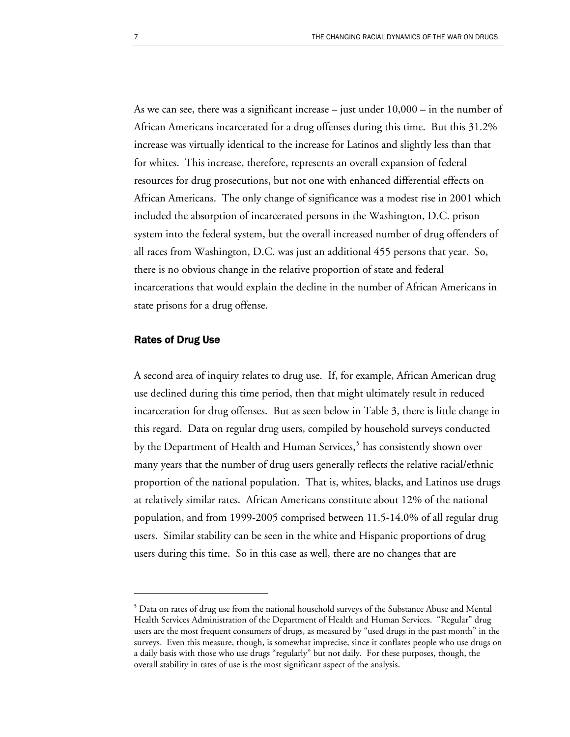As we can see, there was a significant increase – just under 10,000 – in the number of African Americans incarcerated for a drug offenses during this time. But this 31.2% increase was virtually identical to the increase for Latinos and slightly less than that for whites. This increase, therefore, represents an overall expansion of federal resources for drug prosecutions, but not one with enhanced differential effects on African Americans. The only change of significance was a modest rise in 2001 which included the absorption of incarcerated persons in the Washington, D.C. prison system into the federal system, but the overall increased number of drug offenders of all races from Washington, D.C. was just an additional 455 persons that year. So, there is no obvious change in the relative proportion of state and federal incarcerations that would explain the decline in the number of African Americans in state prisons for a drug offense.

## Rates of Drug Use

A second area of inquiry relates to drug use. If, for example, African American drug use declined during this time period, then that might ultimately result in reduced incarceration for drug offenses. But as seen below in Table 3, there is little change in this regard. Data on regular drug users, compiled by household surveys conducted by the Department of Health and Human Services,[5] has consistently shown over many years that the number of drug users generally reflects the relative racial/ethnic proportion of the national population. That is, whites, blacks, and Latinos use drugs at relatively similar rates. African Americans constitute about 12% of the national population, and from 1999-2005 comprised between 11.5-14.0% of all regular drug users. Similar stability can be seen in the white and Hispanic proportions of drug users during this time. So in this case as well, there are no changes that are

[5] Data on rates of drug use from the national household surveys of the Substance Abuse and Mental Health Services Administration of the Department of Health and Human Services. "Regular" drug users are the most frequent consumers of drugs, as measured by "used drugs in the past month" in the surveys. Even this measure, though, is somewhat imprecise, since it conflates people who use drugs on a daily basis with those who use drugs "regularly" but not daily. For these purposes, though, the overall stability in rates of use is the most significant aspect of the analysis.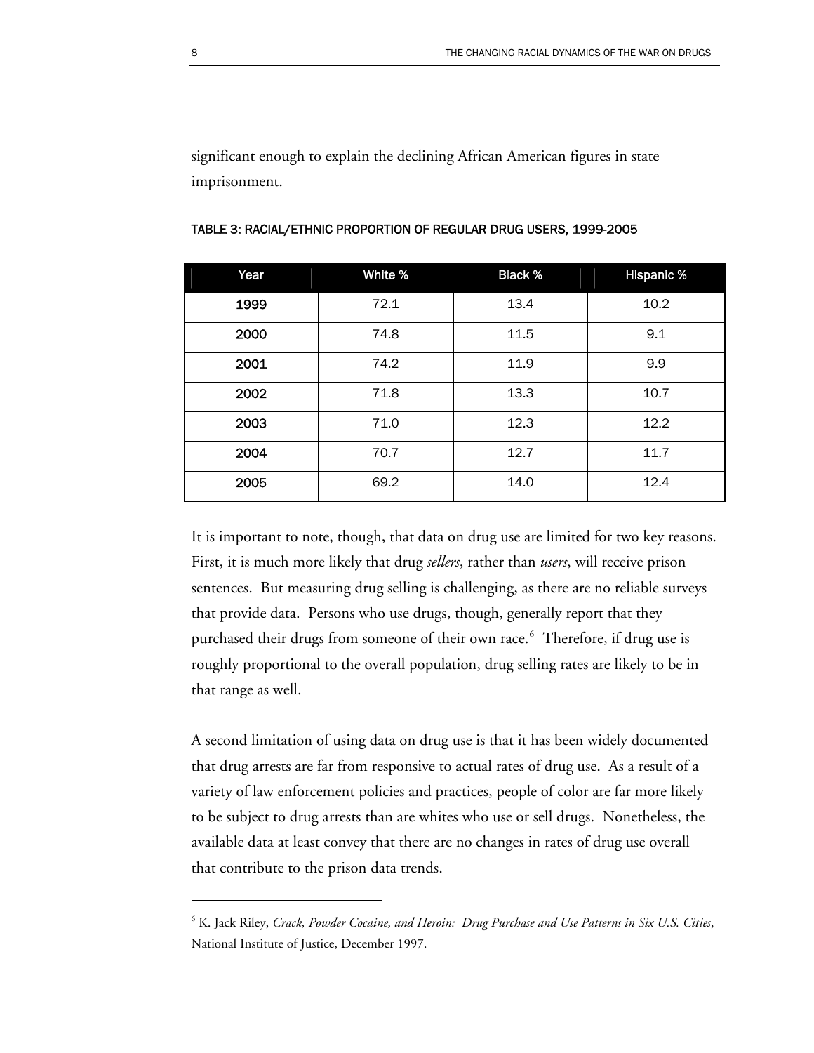significant enough to explain the declining African American figures in state imprisonment.

TABLE 3: RACIAL/ETHNIC PROPORTION OF REGULAR DRUG USERS, 1999-2005

| Year | White % | Black % | Hispanic % |
|---|---|---|---|
| 1999 | 72.1 | 13.4 | 10.2 |
| 2000 | 74.8 | 11.5 | 9.1 |
| 2001 | 74.2 | 11.9 | 9.9 |
| 2002 | 71.8 | 13.3 | 10.7 |
| 2003 | 71.0 | 12.3 | 12.2 |
| 2004 | 70.7 | 12.7 | 11.7 |
| 2005 | 69.2 | 14.0 | 12.4 |

It is important to note, though, that data on drug use are limited for two key reasons. First, it is much more likely that drug *sellers*, rather than *users*, will receive prison sentences. But measuring drug selling is challenging, as there are no reliable surveys that provide data. Persons who use drugs, though, generally report that they purchased their drugs from someone of their own race.[6] Therefore, if drug use is roughly proportional to the overall population, drug selling rates are likely to be in that range as well.

A second limitation of using data on drug use is that it has been widely documented that drug arrests are far from responsive to actual rates of drug use. As a result of a variety of law enforcement policies and practices, people of color are far more likely to be subject to drug arrests than are whites who use or sell drugs. Nonetheless, the available data at least convey that there are no changes in rates of drug use overall that contribute to the prison data trends.

[6] K. Jack Riley, *Crack, Powder Cocaine, and Heroin: Drug Purchase and Use Patterns in Six U.S. Cities*, National Institute of Justice, December 1997.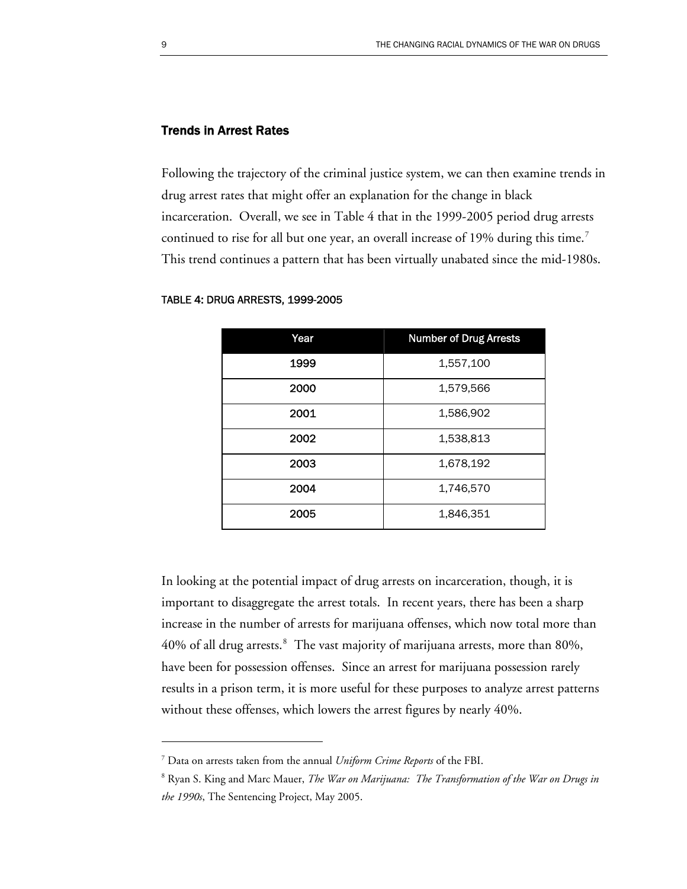### Trends in Arrest Rates

Following the trajectory of the criminal justice system, we can then examine trends in drug arrest rates that might offer an explanation for the change in black incarceration. Overall, we see in Table 4 that in the 1999-2005 period drug arrests continued to rise for all but one year, an overall increase of 19% during this time.[7] This trend continues a pattern that has been virtually unabated since the mid-1980s.

TABLE 4: DRUG ARRESTS, 1999-2005

| Year | Number of Drug Arrests |
|---|---|
| 1999 | 1,557,100 |
| 2000 | 1,579,566 |
| 2001 | 1,586,902 |
| 2002 | 1,538,813 |
| 2003 | 1,678,192 |
| 2004 | 1,746,570 |
| 2005 | 1,846,351 |

In looking at the potential impact of drug arrests on incarceration, though, it is important to disaggregate the arrest totals. In recent years, there has been a sharp increase in the number of arrests for marijuana offenses, which now total more than 40% of all drug arrests.[8] The vast majority of marijuana arrests, more than 80%, have been for possession offenses. Since an arrest for marijuana possession rarely results in a prison term, it is more useful for these purposes to analyze arrest patterns without these offenses, which lowers the arrest figures by nearly 40%.

---

[7] Data on arrests taken from the annual *Uniform Crime Reports* of the FBI.

[8] Ryan S. King and Marc Mauer, *The War on Marijuana: The Transformation of the War on Drugs in the 1990s*, The Sentencing Project, May 2005.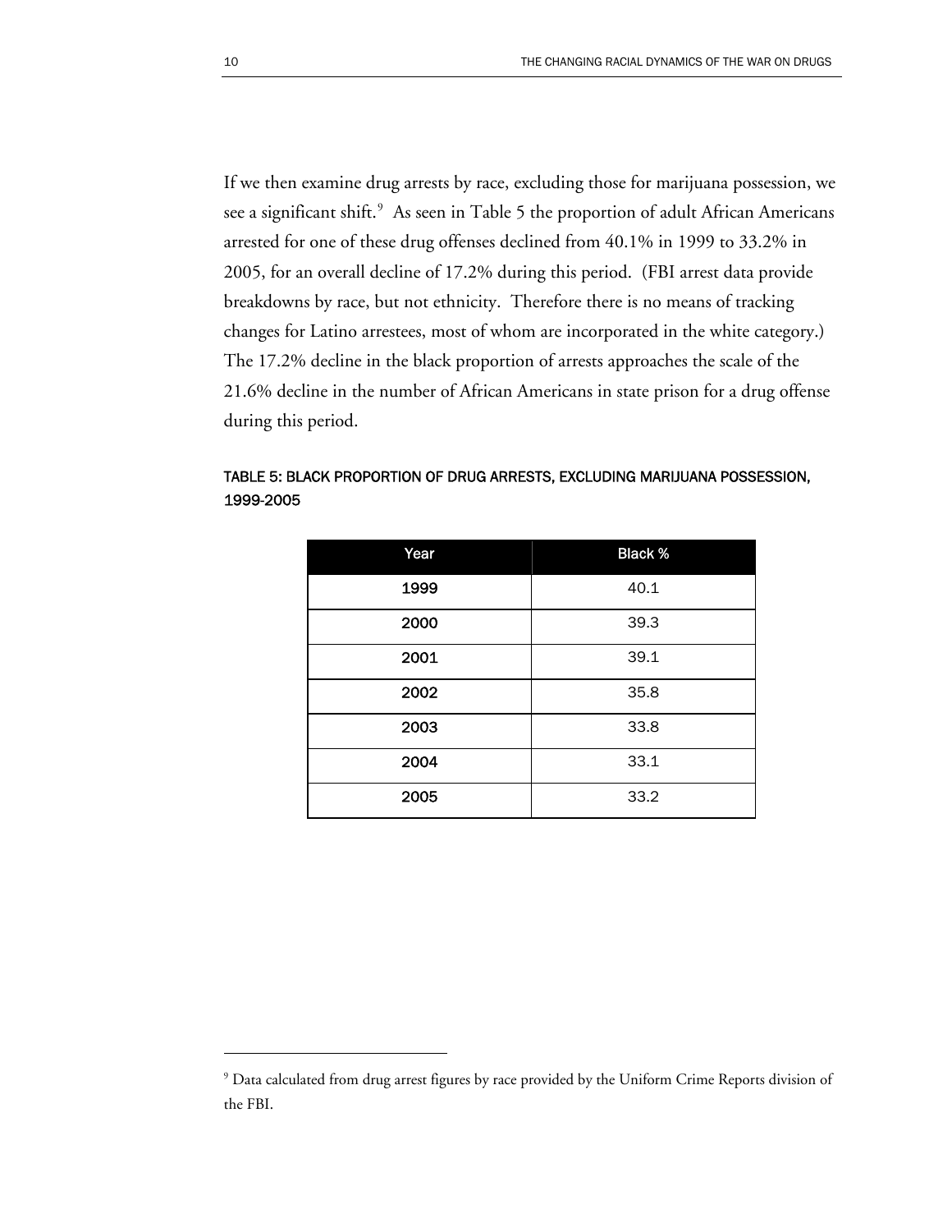If we then examine drug arrests by race, excluding those for marijuana possession, we see a significant shift.[9] As seen in Table 5 the proportion of adult African Americans arrested for one of these drug offenses declined from 40.1% in 1999 to 33.2% in 2005, for an overall decline of 17.2% during this period. (FBI arrest data provide breakdowns by race, but not ethnicity. Therefore there is no means of tracking changes for Latino arrestees, most of whom are incorporated in the white category.) The 17.2% decline in the black proportion of arrests approaches the scale of the 21.6% decline in the number of African Americans in state prison for a drug offense during this period.

TABLE 5: BLACK PROPORTION OF DRUG ARRESTS, EXCLUDING MARIJUANA POSSESSION, 1999-2005

| Year | Black % |
|---|---|
| 1999 | 40.1 |
| 2000 | 39.3 |
| 2001 | 39.1 |
| 2002 | 35.8 |
| 2003 | 33.8 |
| 2004 | 33.1 |
| 2005 | 33.2 |

[9] Data calculated from drug arrest figures by race provided by the Uniform Crime Reports division of the FBI.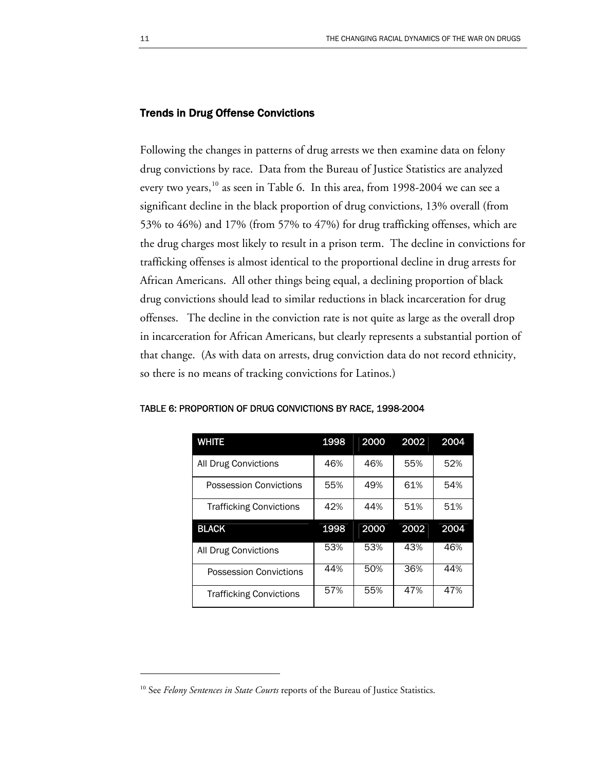## Trends in Drug Offense Convictions

Following the changes in patterns of drug arrests we then examine data on felony drug convictions by race. Data from the Bureau of Justice Statistics are analyzed every two years,[10] as seen in Table 6. In this area, from 1998-2004 we can see a significant decline in the black proportion of drug convictions, 13% overall (from 53% to 46%) and 17% (from 57% to 47%) for drug trafficking offenses, which are the drug charges most likely to result in a prison term. The decline in convictions for trafficking offenses is almost identical to the proportional decline in drug arrests for African Americans. All other things being equal, a declining proportion of black drug convictions should lead to similar reductions in black incarceration for drug offenses. The decline in the conviction rate is not quite as large as the overall drop in incarceration for African Americans, but clearly represents a substantial portion of that change. (As with data on arrests, drug conviction data do not record ethnicity, so there is no means of tracking convictions for Latinos.)

TABLE 6: PROPORTION OF DRUG CONVICTIONS BY RACE, 1998-2004

| WHITE | 1998 | 2000 | 2002 | 2004 |
|---|---|---|---|---|
| All Drug Convictions | 46% | 46% | 55% | 52% |
| Possession Convictions | 55% | 49% | 61% | 54% |
| Trafficking Convictions | 42% | 44% | 51% | 51% |
| **BLACK** | **1998** | **2000** | **2002** | **2004** |
| All Drug Convictions | 53% | 53% | 43% | 46% |
| Possession Convictions | 44% | 50% | 36% | 44% |
| Trafficking Convictions | 57% | 55% | 47% | 47% |

[10] See *Felony Sentences in State Courts* reports of the Bureau of Justice Statistics.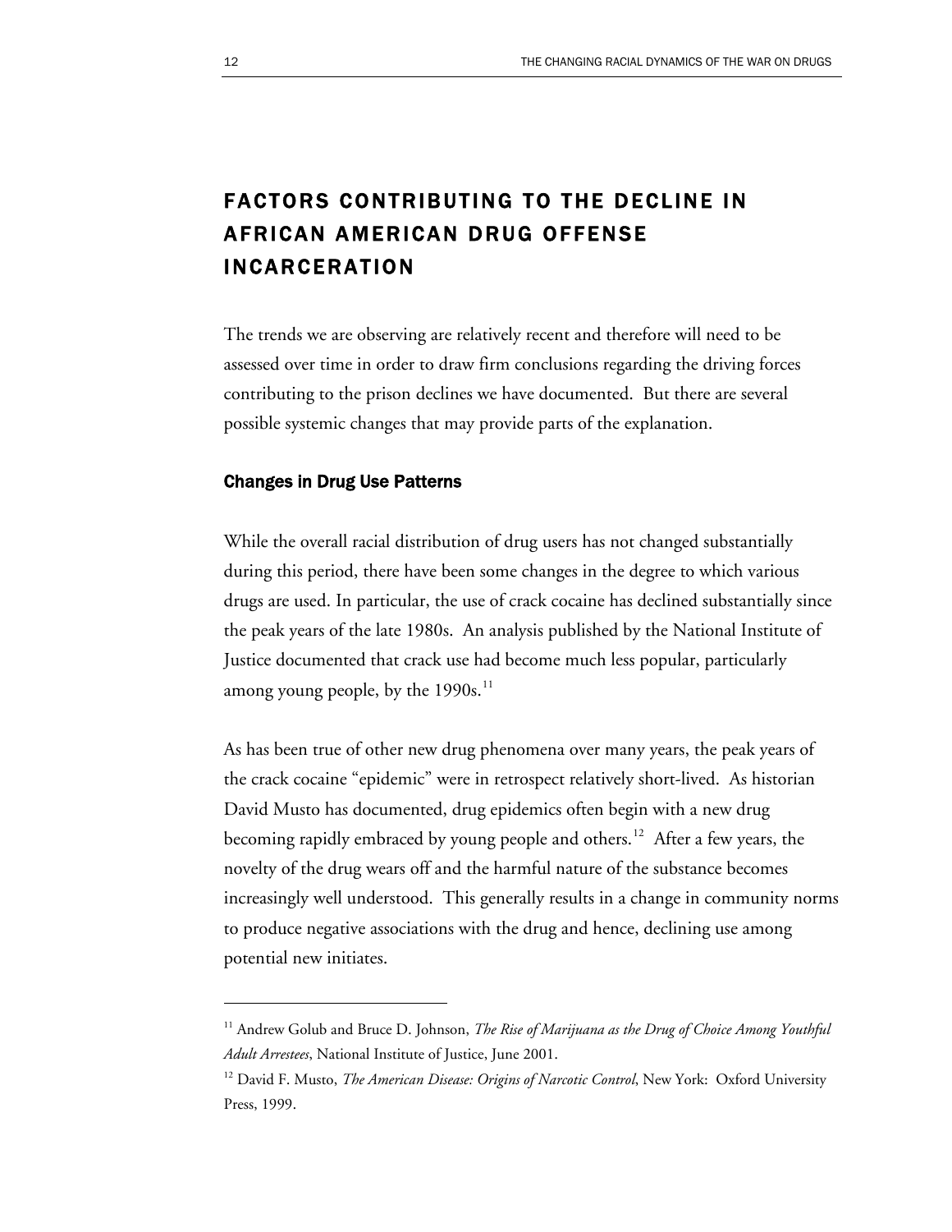# FACTORS CONTRIBUTING TO THE DECLINE IN AFRICAN AMERICAN DRUG OFFENSE INCARCERATION

The trends we are observing are relatively recent and therefore will need to be assessed over time in order to draw firm conclusions regarding the driving forces contributing to the prison declines we have documented. But there are several possible systemic changes that may provide parts of the explanation.

### Changes in Drug Use Patterns

While the overall racial distribution of drug users has not changed substantially during this period, there have been some changes in the degree to which various drugs are used. In particular, the use of crack cocaine has declined substantially since the peak years of the late 1980s. An analysis published by the National Institute of Justice documented that crack use had become much less popular, particularly among young people, by the 1990s.[11]

As has been true of other new drug phenomena over many years, the peak years of the crack cocaine "epidemic" were in retrospect relatively short-lived. As historian David Musto has documented, drug epidemics often begin with a new drug becoming rapidly embraced by young people and others.[12] After a few years, the novelty of the drug wears off and the harmful nature of the substance becomes increasingly well understood. This generally results in a change in community norms to produce negative associations with the drug and hence, declining use among potential new initiates.

---

[11] Andrew Golub and Bruce D. Johnson, *The Rise of Marijuana as the Drug of Choice Among Youthful Adult Arrestees*, National Institute of Justice, June 2001.

[12] David F. Musto, *The American Disease: Origins of Narcotic Control*, New York: Oxford University Press, 1999.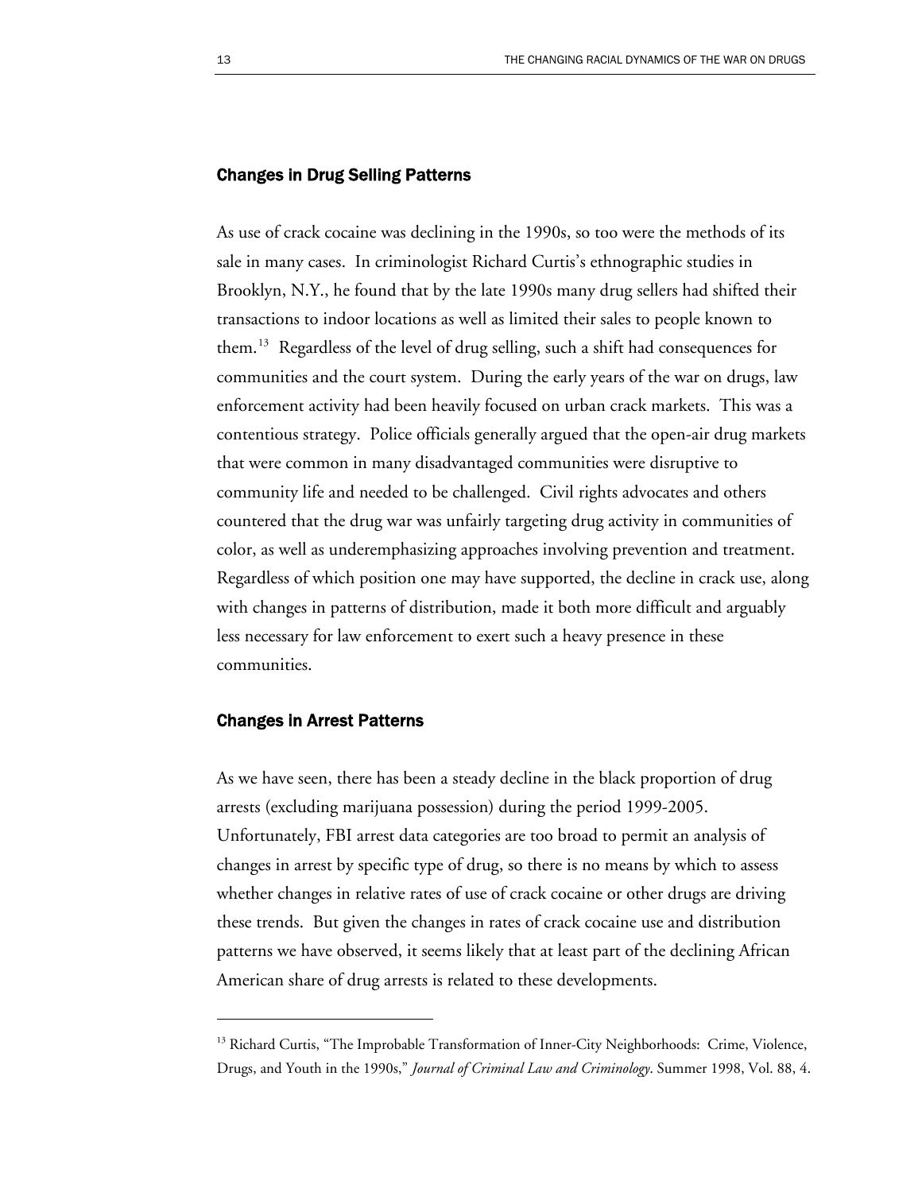## Changes in Drug Selling Patterns

As use of crack cocaine was declining in the 1990s, so too were the methods of its sale in many cases. In criminologist Richard Curtis's ethnographic studies in Brooklyn, N.Y., he found that by the late 1990s many drug sellers had shifted their transactions to indoor locations as well as limited their sales to people known to them.[13] Regardless of the level of drug selling, such a shift had consequences for communities and the court system. During the early years of the war on drugs, law enforcement activity had been heavily focused on urban crack markets. This was a contentious strategy. Police officials generally argued that the open-air drug markets that were common in many disadvantaged communities were disruptive to community life and needed to be challenged. Civil rights advocates and others countered that the drug war was unfairly targeting drug activity in communities of color, as well as underemphasizing approaches involving prevention and treatment. Regardless of which position one may have supported, the decline in crack use, along with changes in patterns of distribution, made it both more difficult and arguably less necessary for law enforcement to exert such a heavy presence in these communities.

## Changes in Arrest Patterns

As we have seen, there has been a steady decline in the black proportion of drug arrests (excluding marijuana possession) during the period 1999-2005. Unfortunately, FBI arrest data categories are too broad to permit an analysis of changes in arrest by specific type of drug, so there is no means by which to assess whether changes in relative rates of use of crack cocaine or other drugs are driving these trends. But given the changes in rates of crack cocaine use and distribution patterns we have observed, it seems likely that at least part of the declining African American share of drug arrests is related to these developments.

---

[13] Richard Curtis, "The Improbable Transformation of Inner-City Neighborhoods: Crime, Violence, Drugs, and Youth in the 1990s," *Journal of Criminal Law and Criminology*. Summer 1998, Vol. 88, 4.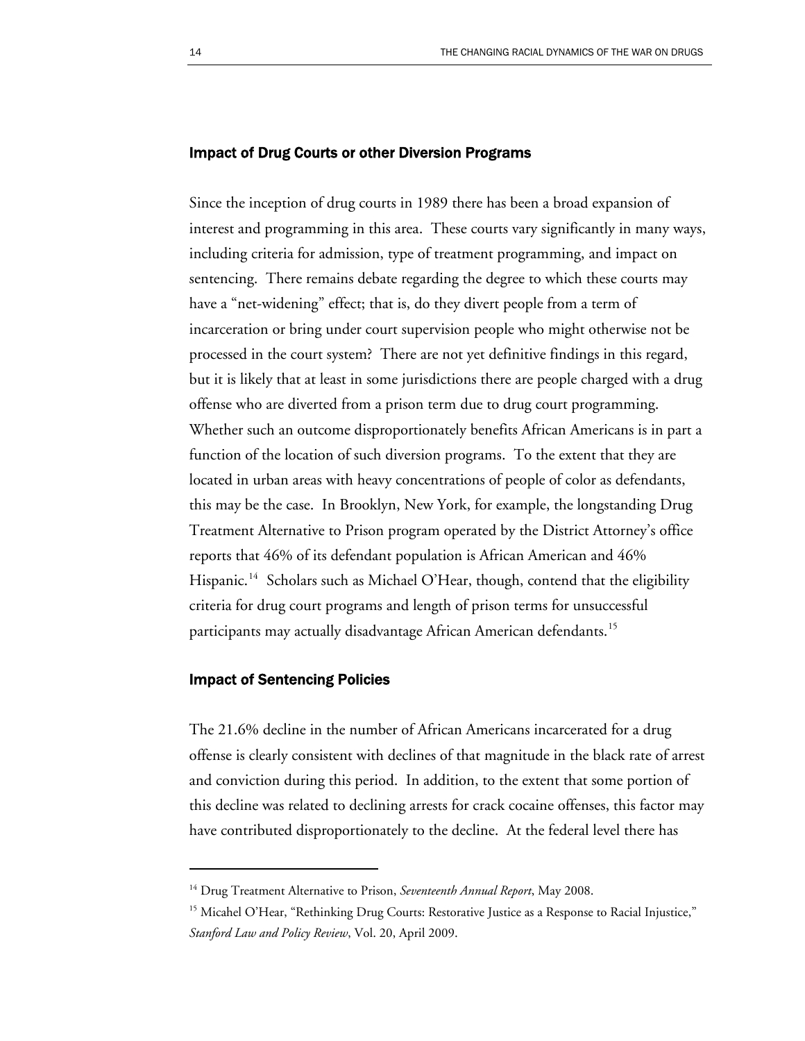### Impact of Drug Courts or other Diversion Programs

Since the inception of drug courts in 1989 there has been a broad expansion of interest and programming in this area. These courts vary significantly in many ways, including criteria for admission, type of treatment programming, and impact on sentencing. There remains debate regarding the degree to which these courts may have a "net-widening" effect; that is, do they divert people from a term of incarceration or bring under court supervision people who might otherwise not be processed in the court system? There are not yet definitive findings in this regard, but it is likely that at least in some jurisdictions there are people charged with a drug offense who are diverted from a prison term due to drug court programming. Whether such an outcome disproportionately benefits African Americans is in part a function of the location of such diversion programs. To the extent that they are located in urban areas with heavy concentrations of people of color as defendants, this may be the case. In Brooklyn, New York, for example, the longstanding Drug Treatment Alternative to Prison program operated by the District Attorney's office reports that 46% of its defendant population is African American and 46% Hispanic.[14] Scholars such as Michael O'Hear, though, contend that the eligibility criteria for drug court programs and length of prison terms for unsuccessful participants may actually disadvantage African American defendants.[15]

### Impact of Sentencing Policies

The 21.6% decline in the number of African Americans incarcerated for a drug offense is clearly consistent with declines of that magnitude in the black rate of arrest and conviction during this period. In addition, to the extent that some portion of this decline was related to declining arrests for crack cocaine offenses, this factor may have contributed disproportionately to the decline. At the federal level there has

---

[14] Drug Treatment Alternative to Prison, *Seventeenth Annual Report*, May 2008.

[15] Micahel O'Hear, "Rethinking Drug Courts: Restorative Justice as a Response to Racial Injustice," *Stanford Law and Policy Review*, Vol. 20, April 2009.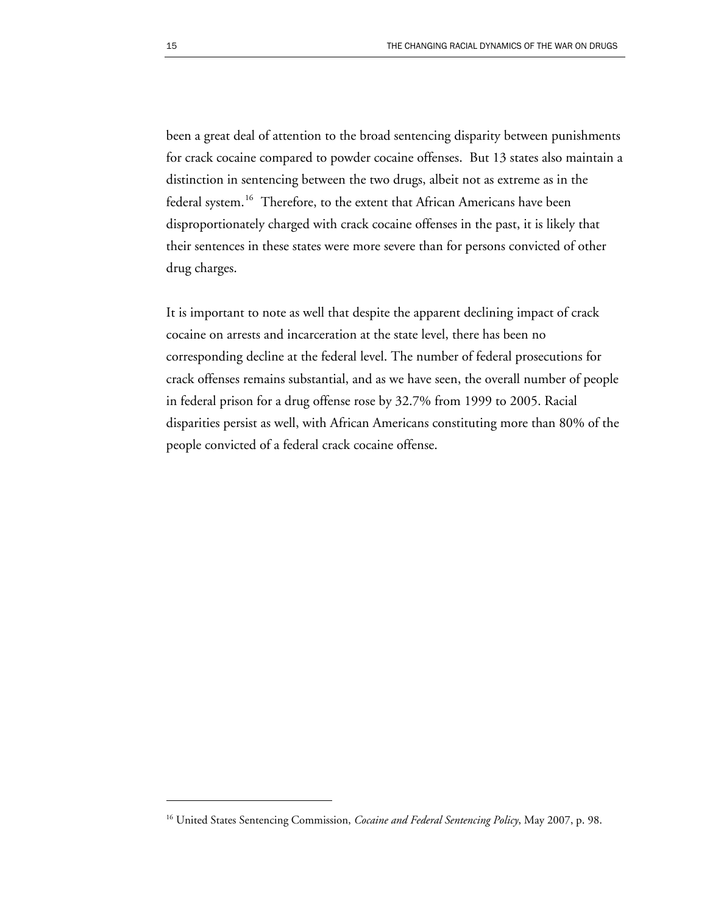been a great deal of attention to the broad sentencing disparity between punishments for crack cocaine compared to powder cocaine offenses. But 13 states also maintain a distinction in sentencing between the two drugs, albeit not as extreme as in the federal system.[16] Therefore, to the extent that African Americans have been disproportionately charged with crack cocaine offenses in the past, it is likely that their sentences in these states were more severe than for persons convicted of other drug charges.

It is important to note as well that despite the apparent declining impact of crack cocaine on arrests and incarceration at the state level, there has been no corresponding decline at the federal level. The number of federal prosecutions for crack offenses remains substantial, and as we have seen, the overall number of people in federal prison for a drug offense rose by 32.7% from 1999 to 2005. Racial disparities persist as well, with African Americans constituting more than 80% of the people convicted of a federal crack cocaine offense.

---

[16] United States Sentencing Commission, *Cocaine and Federal Sentencing Policy*, May 2007, p. 98.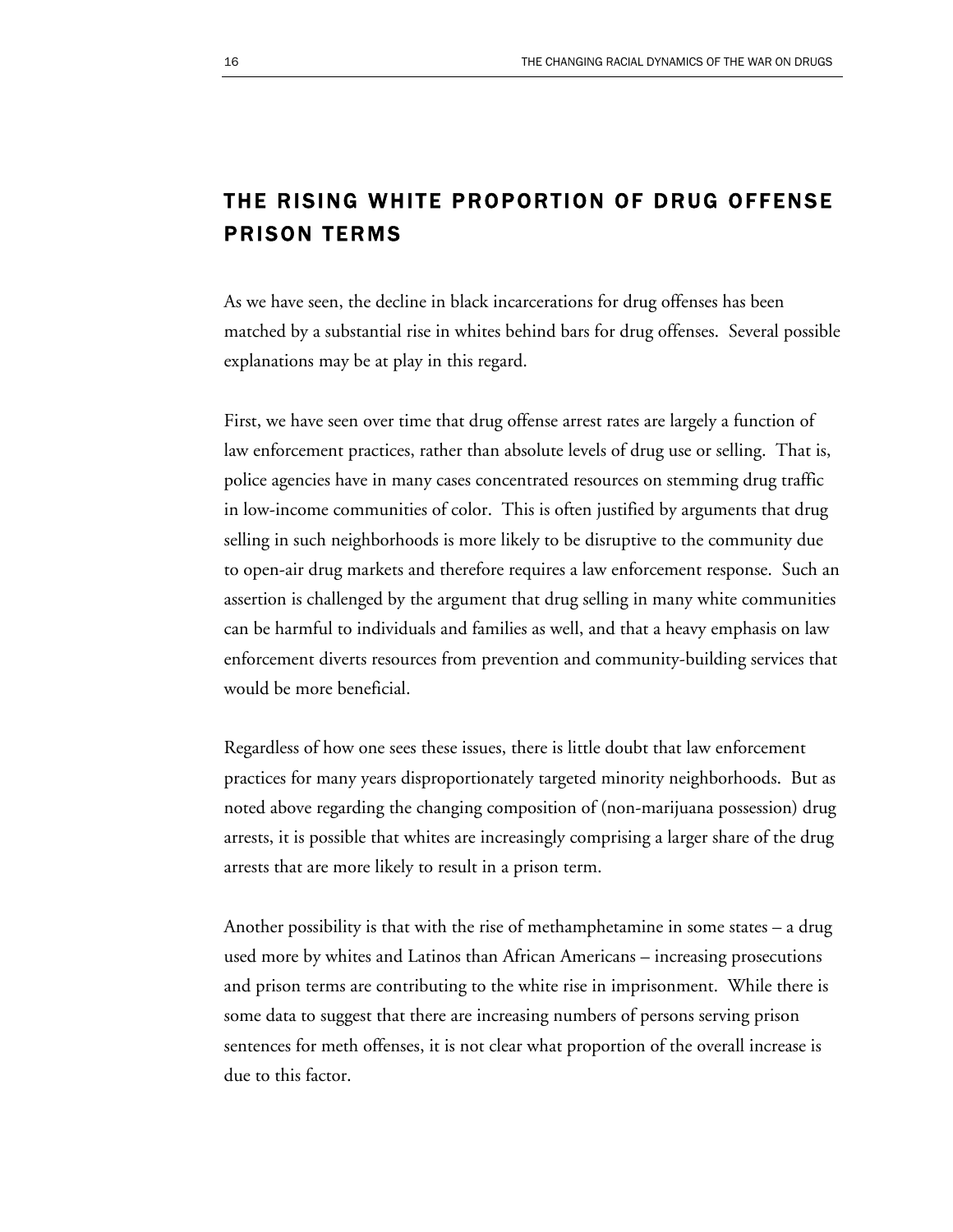## THE RISING WHITE PROPORTION OF DRUG OFFENSE PRISON TERMS

As we have seen, the decline in black incarcerations for drug offenses has been matched by a substantial rise in whites behind bars for drug offenses. Several possible explanations may be at play in this regard.

First, we have seen over time that drug offense arrest rates are largely a function of law enforcement practices, rather than absolute levels of drug use or selling. That is, police agencies have in many cases concentrated resources on stemming drug traffic in low-income communities of color. This is often justified by arguments that drug selling in such neighborhoods is more likely to be disruptive to the community due to open-air drug markets and therefore requires a law enforcement response. Such an assertion is challenged by the argument that drug selling in many white communities can be harmful to individuals and families as well, and that a heavy emphasis on law enforcement diverts resources from prevention and community-building services that would be more beneficial.

Regardless of how one sees these issues, there is little doubt that law enforcement practices for many years disproportionately targeted minority neighborhoods. But as noted above regarding the changing composition of (non-marijuana possession) drug arrests, it is possible that whites are increasingly comprising a larger share of the drug arrests that are more likely to result in a prison term.

Another possibility is that with the rise of methamphetamine in some states – a drug used more by whites and Latinos than African Americans – increasing prosecutions and prison terms are contributing to the white rise in imprisonment. While there is some data to suggest that there are increasing numbers of persons serving prison sentences for meth offenses, it is not clear what proportion of the overall increase is due to this factor.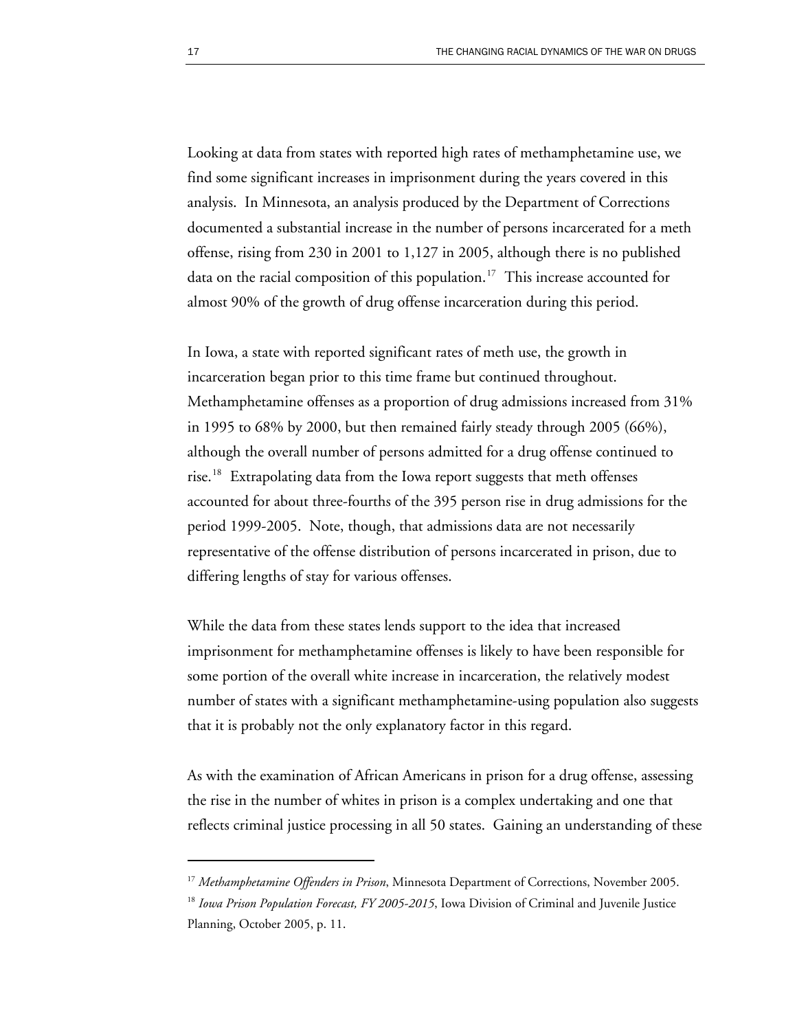Looking at data from states with reported high rates of methamphetamine use, we find some significant increases in imprisonment during the years covered in this analysis. In Minnesota, an analysis produced by the Department of Corrections documented a substantial increase in the number of persons incarcerated for a meth offense, rising from 230 in 2001 to 1,127 in 2005, although there is no published data on the racial composition of this population.[17] This increase accounted for almost 90% of the growth of drug offense incarceration during this period.

In Iowa, a state with reported significant rates of meth use, the growth in incarceration began prior to this time frame but continued throughout. Methamphetamine offenses as a proportion of drug admissions increased from 31% in 1995 to 68% by 2000, but then remained fairly steady through 2005 (66%), although the overall number of persons admitted for a drug offense continued to rise.[18] Extrapolating data from the Iowa report suggests that meth offenses accounted for about three-fourths of the 395 person rise in drug admissions for the period 1999-2005. Note, though, that admissions data are not necessarily representative of the offense distribution of persons incarcerated in prison, due to differing lengths of stay for various offenses.

While the data from these states lends support to the idea that increased imprisonment for methamphetamine offenses is likely to have been responsible for some portion of the overall white increase in incarceration, the relatively modest number of states with a significant methamphetamine-using population also suggests that it is probably not the only explanatory factor in this regard.

As with the examination of African Americans in prison for a drug offense, assessing the rise in the number of whites in prison is a complex undertaking and one that reflects criminal justice processing in all 50 states. Gaining an understanding of these

---

[17] *Methamphetamine Offenders in Prison*, Minnesota Department of Corrections, November 2005.

[18] *Iowa Prison Population Forecast, FY 2005-2015*, Iowa Division of Criminal and Juvenile Justice Planning, October 2005, p. 11.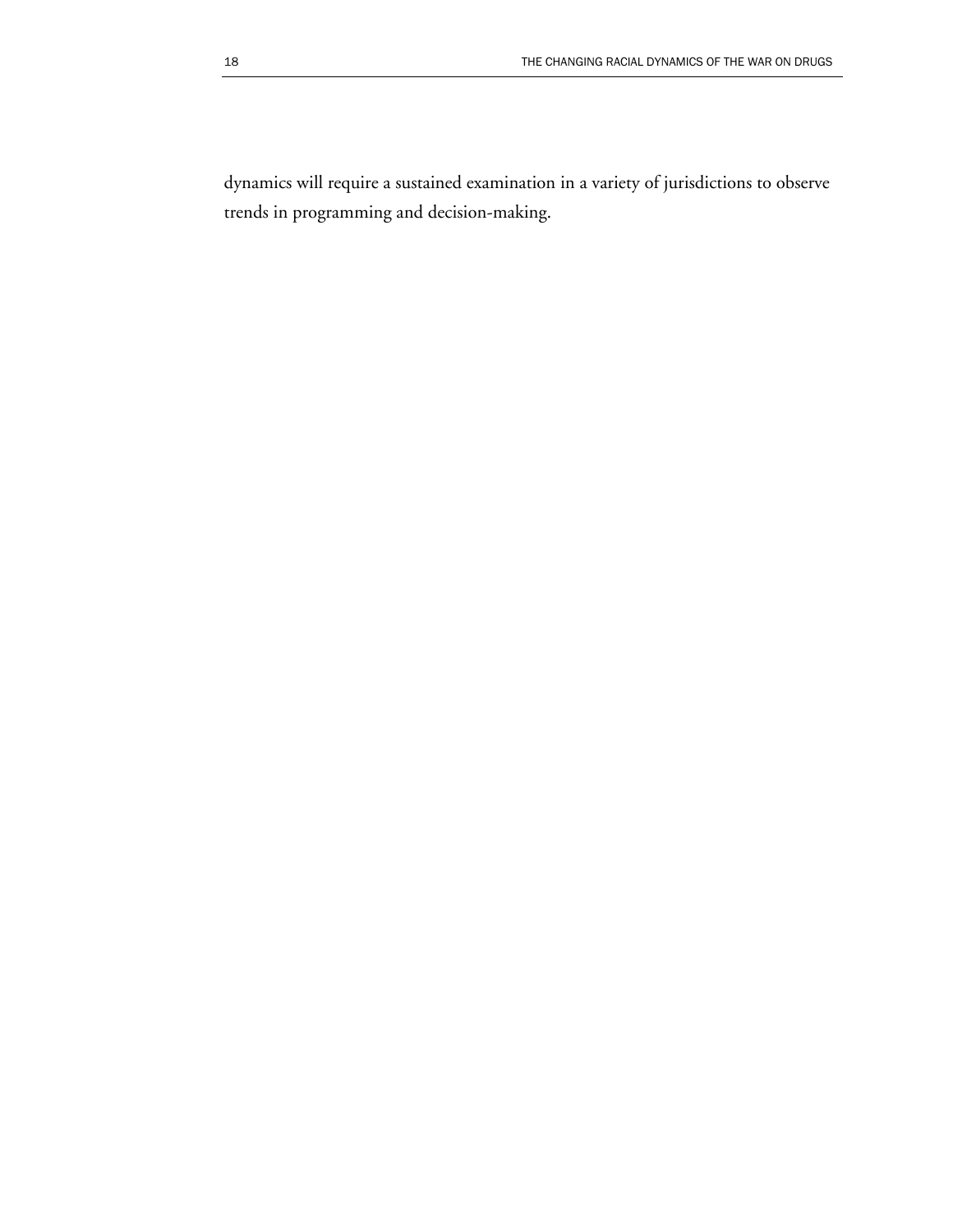dynamics will require a sustained examination in a variety of jurisdictions to observe trends in programming and decision-making.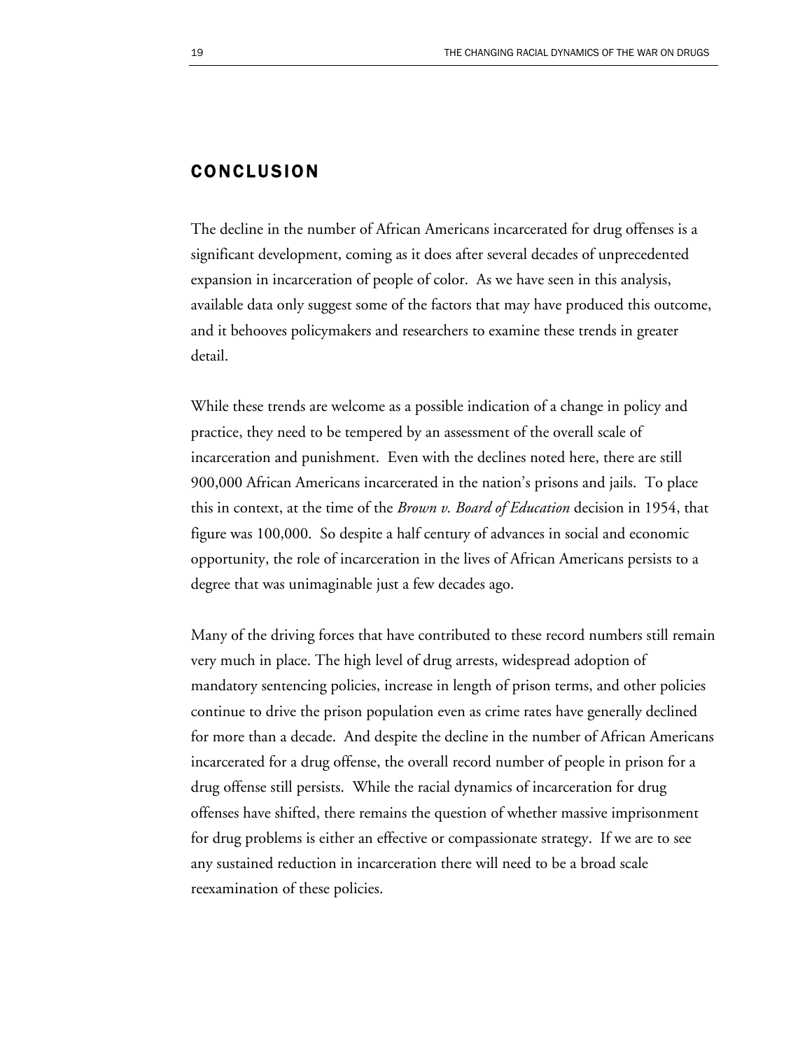## CONCLUSION

The decline in the number of African Americans incarcerated for drug offenses is a significant development, coming as it does after several decades of unprecedented expansion in incarceration of people of color. As we have seen in this analysis, available data only suggest some of the factors that may have produced this outcome, and it behooves policymakers and researchers to examine these trends in greater detail.

While these trends are welcome as a possible indication of a change in policy and practice, they need to be tempered by an assessment of the overall scale of incarceration and punishment. Even with the declines noted here, there are still 900,000 African Americans incarcerated in the nation's prisons and jails. To place this in context, at the time of the *Brown v. Board of Education* decision in 1954, that figure was 100,000. So despite a half century of advances in social and economic opportunity, the role of incarceration in the lives of African Americans persists to a degree that was unimaginable just a few decades ago.

Many of the driving forces that have contributed to these record numbers still remain very much in place. The high level of drug arrests, widespread adoption of mandatory sentencing policies, increase in length of prison terms, and other policies continue to drive the prison population even as crime rates have generally declined for more than a decade. And despite the decline in the number of African Americans incarcerated for a drug offense, the overall record number of people in prison for a drug offense still persists. While the racial dynamics of incarceration for drug offenses have shifted, there remains the question of whether massive imprisonment for drug problems is either an effective or compassionate strategy. If we are to see any sustained reduction in incarceration there will need to be a broad scale reexamination of these policies.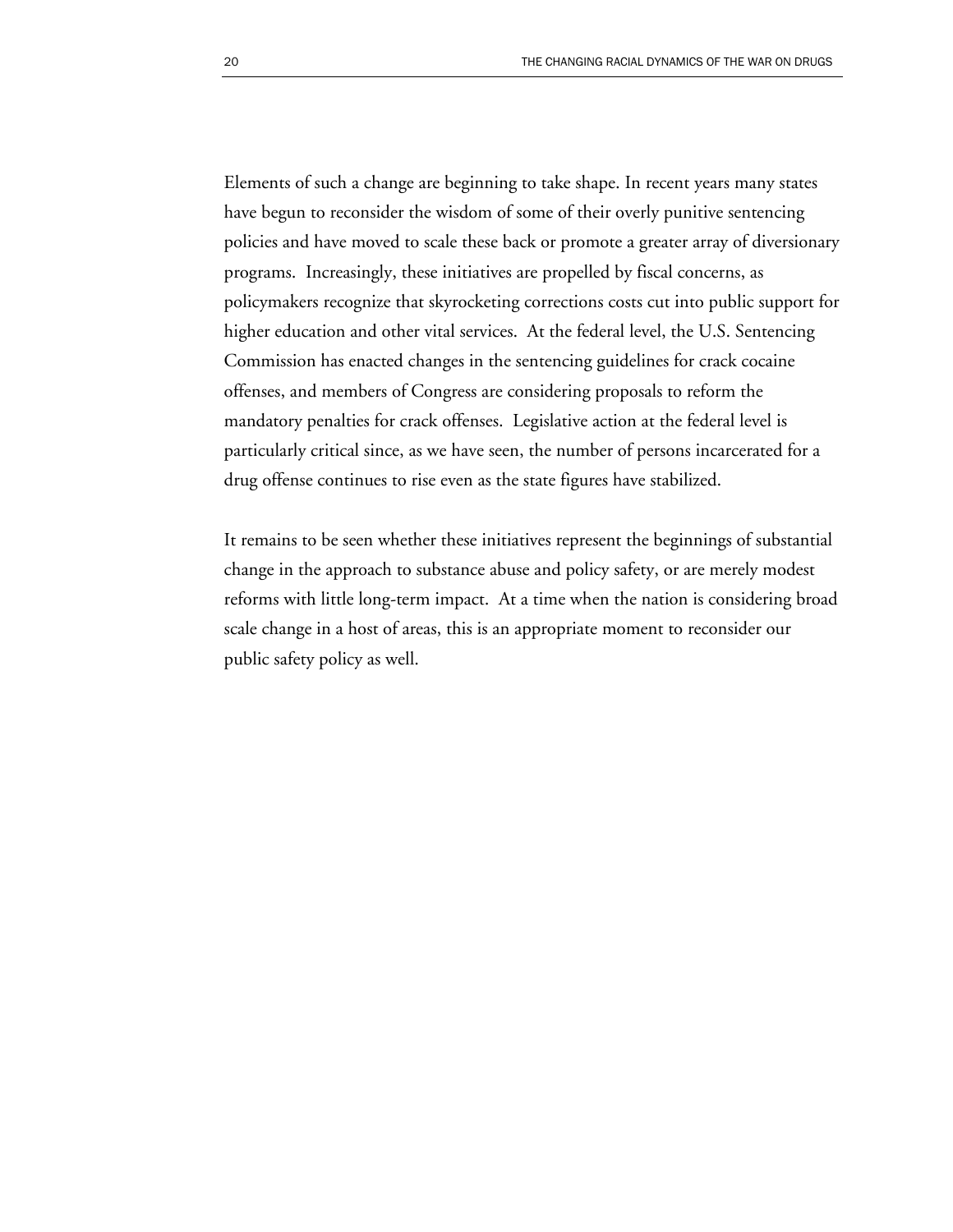Elements of such a change are beginning to take shape. In recent years many states have begun to reconsider the wisdom of some of their overly punitive sentencing policies and have moved to scale these back or promote a greater array of diversionary programs. Increasingly, these initiatives are propelled by fiscal concerns, as policymakers recognize that skyrocketing corrections costs cut into public support for higher education and other vital services. At the federal level, the U.S. Sentencing Commission has enacted changes in the sentencing guidelines for crack cocaine offenses, and members of Congress are considering proposals to reform the mandatory penalties for crack offenses. Legislative action at the federal level is particularly critical since, as we have seen, the number of persons incarcerated for a drug offense continues to rise even as the state figures have stabilized.

It remains to be seen whether these initiatives represent the beginnings of substantial change in the approach to substance abuse and policy safety, or are merely modest reforms with little long-term impact. At a time when the nation is considering broad scale change in a host of areas, this is an appropriate moment to reconsider our public safety policy as well.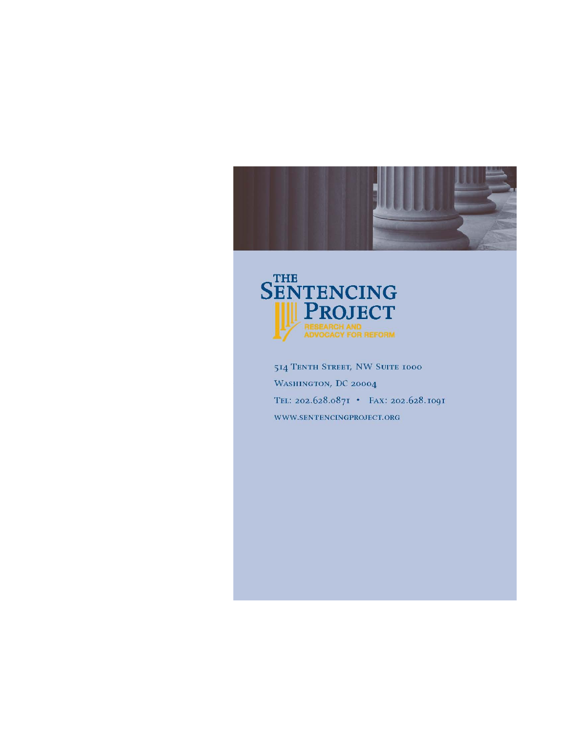THE SENTENCING PROJECT

RESEARCH AND ADVOCACY FOR REFORM

514 Tenth Street, NW Suite 1000

Washington, DC 20004

Tel: 202.628.0871 • Fax: 202.628.1091

www.sentencingproject.org